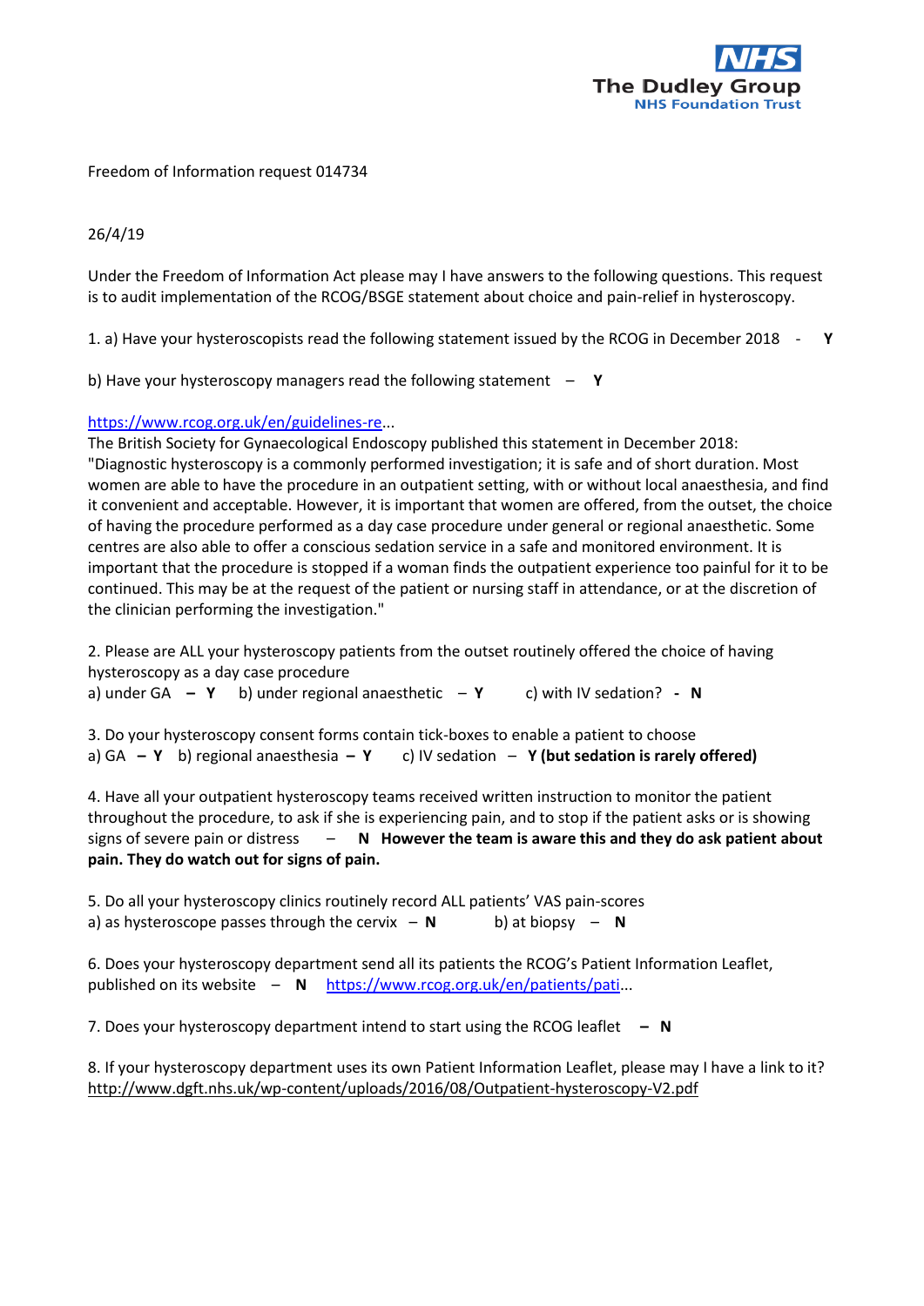NHS The Dudley Group NHS Foundation Trust

Freedom of Information request 014734

26/4/19

Under the Freedom of Information Act please may I have answers to the following questions. This request is to audit implementation of the RCOG/BSGE statement about choice and pain-relief in hysteroscopy.

1. a) Have your hysteroscopists read the following statement issued by the RCOG in December 2018 - **Y**

b) Have your hysteroscopy managers read the following statement – **Y**

https://www.rcog.org.uk/en/guidelines-re...
The British Society for Gynaecological Endoscopy published this statement in December 2018:
"Diagnostic hysteroscopy is a commonly performed investigation; it is safe and of short duration. Most women are able to have the procedure in an outpatient setting, with or without local anaesthesia, and find it convenient and acceptable. However, it is important that women are offered, from the outset, the choice of having the procedure performed as a day case procedure under general or regional anaesthetic. Some centres are also able to offer a conscious sedation service in a safe and monitored environment. It is important that the procedure is stopped if a woman finds the outpatient experience too painful for it to be continued. This may be at the request of the patient or nursing staff in attendance, or at the discretion of the clinician performing the investigation."

2. Please are ALL your hysteroscopy patients from the outset routinely offered the choice of having hysteroscopy as a day case procedure
a) under GA **– Y** b) under regional anaesthetic – **Y** c) with IV sedation? **- N**

3. Do your hysteroscopy consent forms contain tick-boxes to enable a patient to choose
a) GA **– Y** b) regional anaesthesia **– Y** c) IV sedation – **Y (but sedation is rarely offered)**

4. Have all your outpatient hysteroscopy teams received written instruction to monitor the patient throughout the procedure, to ask if she is experiencing pain, and to stop if the patient asks or is showing signs of severe pain or distress – **N However the team is aware this and they do ask patient about pain. They do watch out for signs of pain.**

5. Do all your hysteroscopy clinics routinely record ALL patients' VAS pain-scores
a) as hysteroscope passes through the cervix – **N** b) at biopsy – **N**

6. Does your hysteroscopy department send all its patients the RCOG's Patient Information Leaflet, published on its website – **N** https://www.rcog.org.uk/en/patients/pati...

7. Does your hysteroscopy department intend to start using the RCOG leaflet **– N**

8. If your hysteroscopy department uses its own Patient Information Leaflet, please may I have a link to it?
http://www.dgft.nhs.uk/wp-content/uploads/2016/08/Outpatient-hysteroscopy-V2.pdf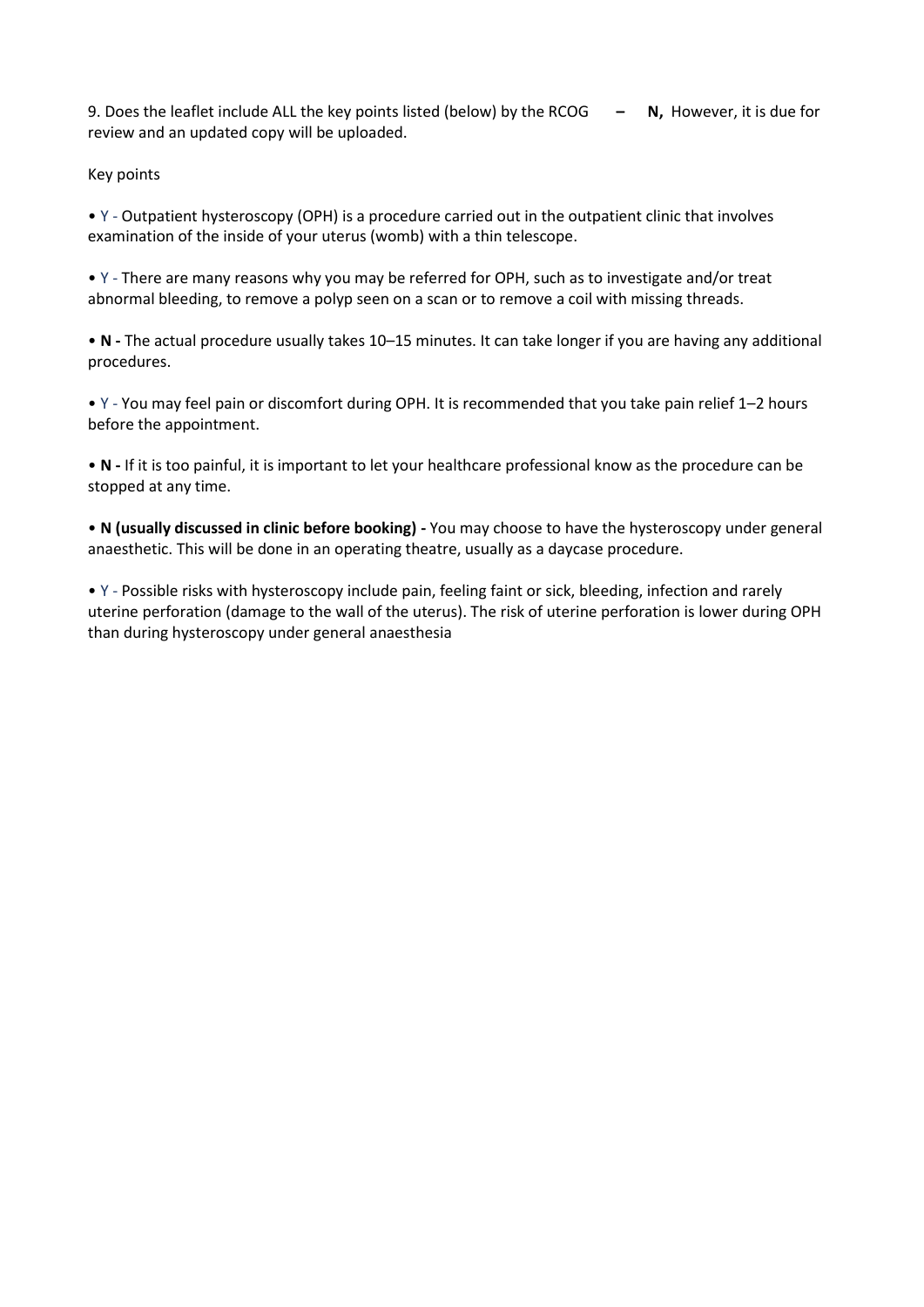9. Does the leaflet include ALL the key points listed (below) by the RCOG **– N,** However, it is due for review and an updated copy will be uploaded.

Key points

- Y - Outpatient hysteroscopy (OPH) is a procedure carried out in the outpatient clinic that involves examination of the inside of your uterus (womb) with a thin telescope.

- Y - There are many reasons why you may be referred for OPH, such as to investigate and/or treat abnormal bleeding, to remove a polyp seen on a scan or to remove a coil with missing threads.

- **N -** The actual procedure usually takes 10–15 minutes. It can take longer if you are having any additional procedures.

- Y - You may feel pain or discomfort during OPH. It is recommended that you take pain relief 1–2 hours before the appointment.

- **N -** If it is too painful, it is important to let your healthcare professional know as the procedure can be stopped at any time.

- **N (usually discussed in clinic before booking) -** You may choose to have the hysteroscopy under general anaesthetic. This will be done in an operating theatre, usually as a daycase procedure.

- Y - Possible risks with hysteroscopy include pain, feeling faint or sick, bleeding, infection and rarely uterine perforation (damage to the wall of the uterus). The risk of uterine perforation is lower during OPH than during hysteroscopy under general anaesthesia